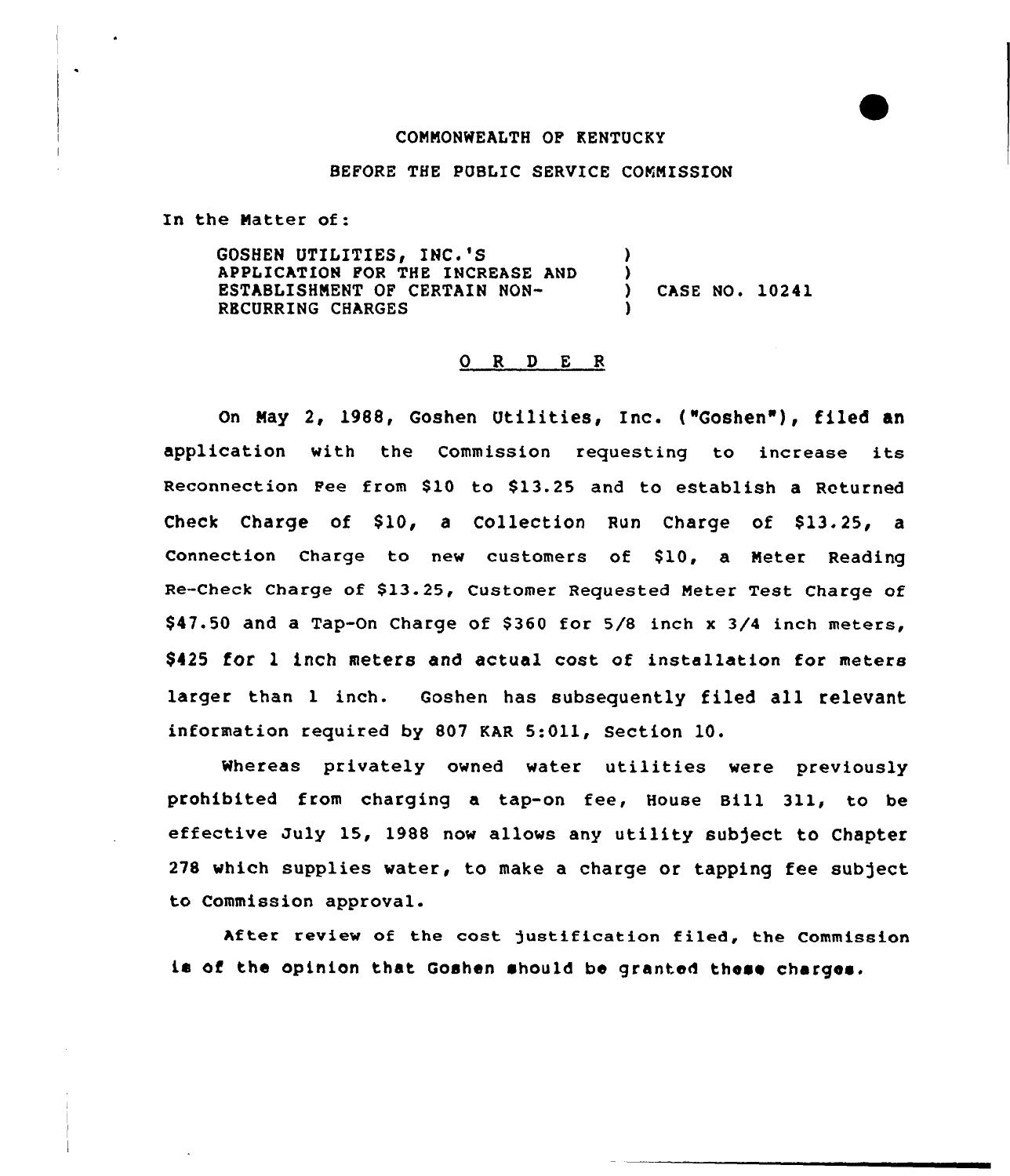COMMONWEALTH OF KENTUCKY

BEFORE THE PUBLIC SERVICE COMMISSION

In the Matter of:

GOSHEN UTILITIES, INC.'S APPLICATION FOR THE INCREASE AND ESTABLISHMENT OF CERTAIN NON-RECURRING CHARGES ) CASE NO. 10241

O R D E R

On May 2, 1988, Goshen Utilities, Inc. ("Goshen"), filed an application with the Commission requesting to increase its Reconnection Fee from $10 to $13.25 and to establish a Returned Check Charge of $10, a Collection Run Charge of $13.25, a Connection Charge to new customers of $10, a Meter Reading Re-Check Charge of $13.25, Customer Requested Meter Test Charge of $47.50 and a Tap-On Charge of $360 for 5/8 inch x 3/4 inch meters, $425 for 1 inch meters and actual cost of installation for meters larger than 1 inch. Goshen has subsequently filed all relevant information required by 807 KAR 5:011, Section 10.

Whereas privately owned water utilities were previously prohibited from charging a tap-on fee, House Bill 311, to be effective July 15, 1988 now allows any utility subject to Chapter 278 which supplies water, to make a charge or tapping fee subject to Commission approval.

After review of the cost justification filed, the Commission is of the opinion that Goshen should be granted these charges.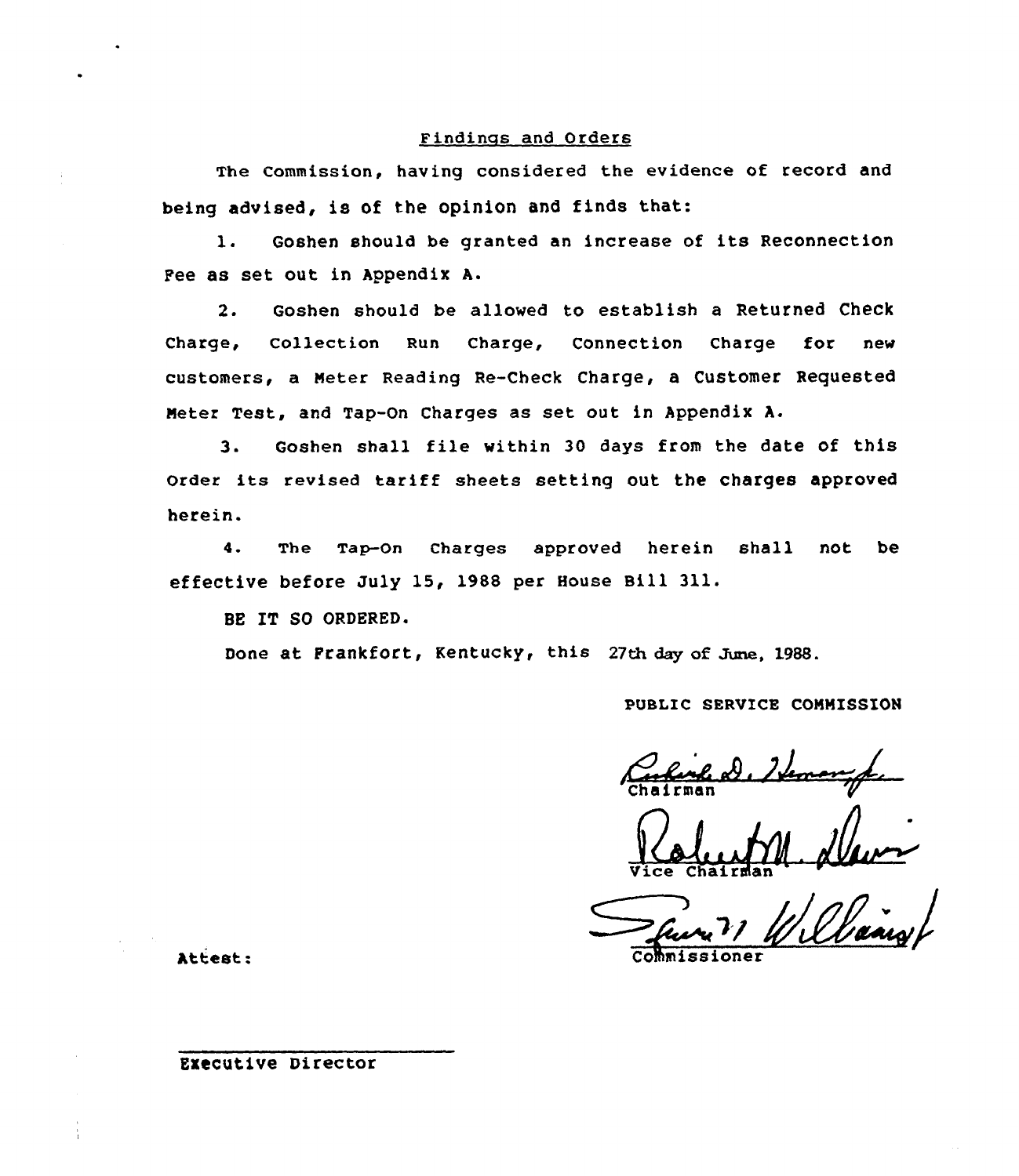## Findings and Orders

The Commission, having considered the evidence of record and being advised, is of the opinion and finds that:

1. Goshen should be granted an increase of its Reconnection Fee as set out in Appendix A.

2. Goshen should be allowed to establish a Returned Check Charge, Collection Run Charge, Connection Charge for new customers, a Meter Reading Re-Check Charge, a Customer Requested Meter Test, and Tap-On Charges as set out in Appendix A.

3. Goshen shall file within 30 days from the date of this Order its revised tariff sheets setting out the charges approved herein.

4. The Tap-On Charges approved herein shall not be effective before July 15, 1988 per House Bill 311.

BE IT SO ORDERED.

Done at Frankfort, Kentucky, this 27th day of June, 1988.

PUBLIC SERVICE COMMISSION

Chairman

Vice Chairman

Commissioner

Attest:

Executive Director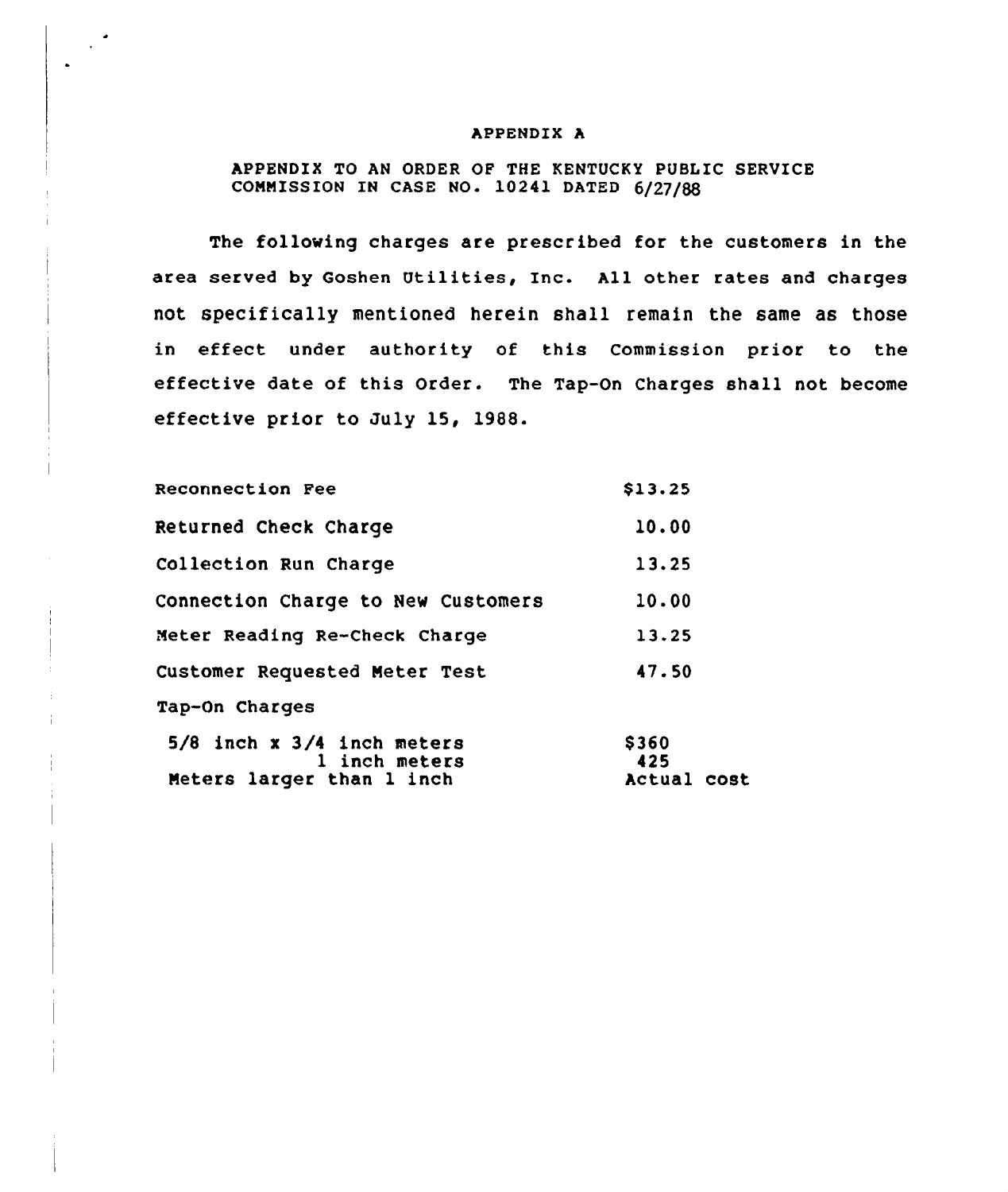# APPENDIX A

APPENDIX TO AN ORDER OF THE KENTUCKY PUBLIC SERVICE COMMISSION IN CASE NO. 10241 DATED 6/27/88

The following charges are prescribed for the customers in the area served by Goshen Utilities, Inc. All other rates and charges not specifically mentioned herein shall remain the same as those in effect under authority of this Commission prior to the effective date of this Order. The Tap-On Charges shall not become effective prior to July 15, 1988.

| | |
|---|---|
| Reconnection Fee | $13.25 |
| Returned Check Charge | 10.00 |
| Collection Run Charge | 13.25 |
| Connection Charge to New Customers | 10.00 |
| Meter Reading Re-Check Charge | 13.25 |
| Customer Requested Meter Test | 47.50 |
| Tap-On Charges | |
| 5/8 inch x 3/4 inch meters | $360 |
| 1 inch meters | 425 |
| Meters larger than 1 inch | Actual cost |